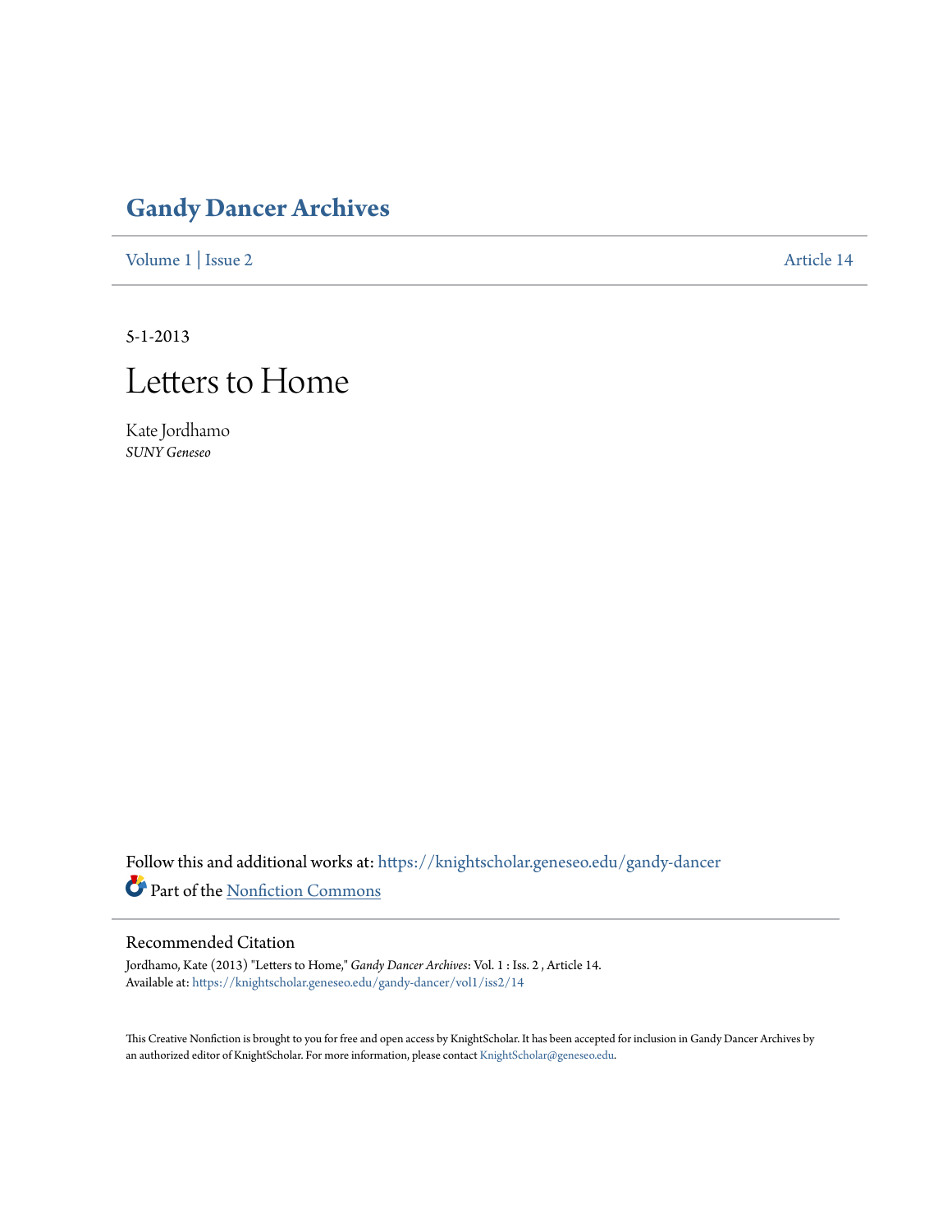# Gandy Dancer Archives

Volume 1 | Issue 2 Article 14

5-1-2013

# Letters to Home

Kate Jordhamo
*SUNY Geneseo*

Follow this and additional works at: https://knightscholar.geneseo.edu/gandy-dancer

Part of the Nonfiction Commons

## Recommended Citation

Jordhamo, Kate (2013) "Letters to Home," *Gandy Dancer Archives*: Vol. 1 : Iss. 2 , Article 14.
Available at: https://knightscholar.geneseo.edu/gandy-dancer/vol1/iss2/14

This Creative Nonfiction is brought to you for free and open access by KnightScholar. It has been accepted for inclusion in Gandy Dancer Archives by an authorized editor of KnightScholar. For more information, please contact KnightScholar@geneseo.edu.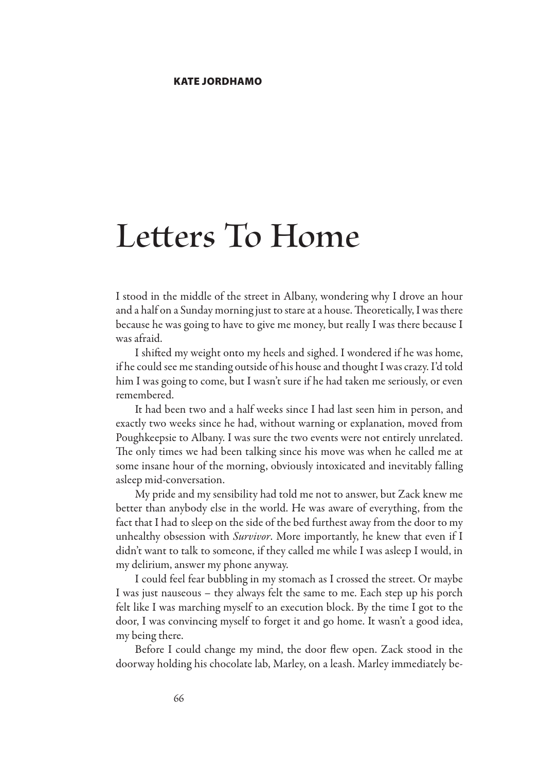**KATE JORDHAMO**

# Letters To Home

I stood in the middle of the street in Albany, wondering why I drove an hour and a half on a Sunday morning just to stare at a house. Theoretically, I was there because he was going to have to give me money, but really I was there because I was afraid.

I shifted my weight onto my heels and sighed. I wondered if he was home, if he could see me standing outside of his house and thought I was crazy. I'd told him I was going to come, but I wasn't sure if he had taken me seriously, or even remembered.

It had been two and a half weeks since I had last seen him in person, and exactly two weeks since he had, without warning or explanation, moved from Poughkeepsie to Albany. I was sure the two events were not entirely unrelated. The only times we had been talking since his move was when he called me at some insane hour of the morning, obviously intoxicated and inevitably falling asleep mid-conversation.

My pride and my sensibility had told me not to answer, but Zack knew me better than anybody else in the world. He was aware of everything, from the fact that I had to sleep on the side of the bed furthest away from the door to my unhealthy obsession with *Survivor*. More importantly, he knew that even if I didn't want to talk to someone, if they called me while I was asleep I would, in my delirium, answer my phone anyway.

I could feel fear bubbling in my stomach as I crossed the street. Or maybe I was just nauseous – they always felt the same to me. Each step up his porch felt like I was marching myself to an execution block. By the time I got to the door, I was convincing myself to forget it and go home. It wasn't a good idea, my being there.

Before I could change my mind, the door flew open. Zack stood in the doorway holding his chocolate lab, Marley, on a leash. Marley immediately be-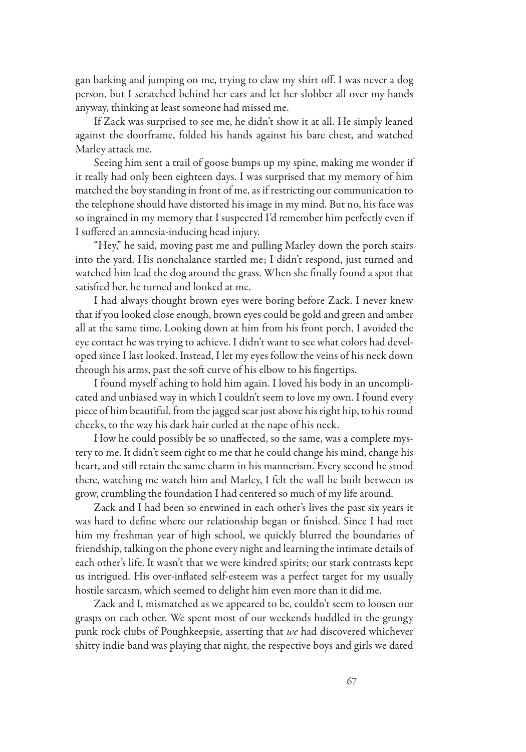gan barking and jumping on me, trying to claw my shirt off. I was never a dog person, but I scratched behind her ears and let her slobber all over my hands anyway, thinking at least someone had missed me.

If Zack was surprised to see me, he didn't show it at all. He simply leaned against the doorframe, folded his hands against his bare chest, and watched Marley attack me.

Seeing him sent a trail of goose bumps up my spine, making me wonder if it really had only been eighteen days. I was surprised that my memory of him matched the boy standing in front of me, as if restricting our communication to the telephone should have distorted his image in my mind. But no, his face was so ingrained in my memory that I suspected I'd remember him perfectly even if I suffered an amnesia-inducing head injury.

"Hey," he said, moving past me and pulling Marley down the porch stairs into the yard. His nonchalance startled me; I didn't respond, just turned and watched him lead the dog around the grass. When she finally found a spot that satisfied her, he turned and looked at me.

I had always thought brown eyes were boring before Zack. I never knew that if you looked close enough, brown eyes could be gold and green and amber all at the same time. Looking down at him from his front porch, I avoided the eye contact he was trying to achieve. I didn't want to see what colors had developed since I last looked. Instead, I let my eyes follow the veins of his neck down through his arms, past the soft curve of his elbow to his fingertips.

I found myself aching to hold him again. I loved his body in an uncomplicated and unbiased way in which I couldn't seem to love my own. I found every piece of him beautiful, from the jagged scar just above his right hip, to his round cheeks, to the way his dark hair curled at the nape of his neck.

How he could possibly be so unaffected, so the same, was a complete mystery to me. It didn't seem right to me that he could change his mind, change his heart, and still retain the same charm in his mannerism. Every second he stood there, watching me watch him and Marley, I felt the wall he built between us grow, crumbling the foundation I had centered so much of my life around.

Zack and I had been so entwined in each other's lives the past six years it was hard to define where our relationship began or finished. Since I had met him my freshman year of high school, we quickly blurred the boundaries of friendship, talking on the phone every night and learning the intimate details of each other's life. It wasn't that we were kindred spirits; our stark contrasts kept us intrigued. His over-inflated self-esteem was a perfect target for my usually hostile sarcasm, which seemed to delight him even more than it did me.

Zack and I, mismatched as we appeared to be, couldn't seem to loosen our grasps on each other. We spent most of our weekends huddled in the grungy punk rock clubs of Poughkeepsie, asserting that *we* had discovered whichever shitty indie band was playing that night, the respective boys and girls we dated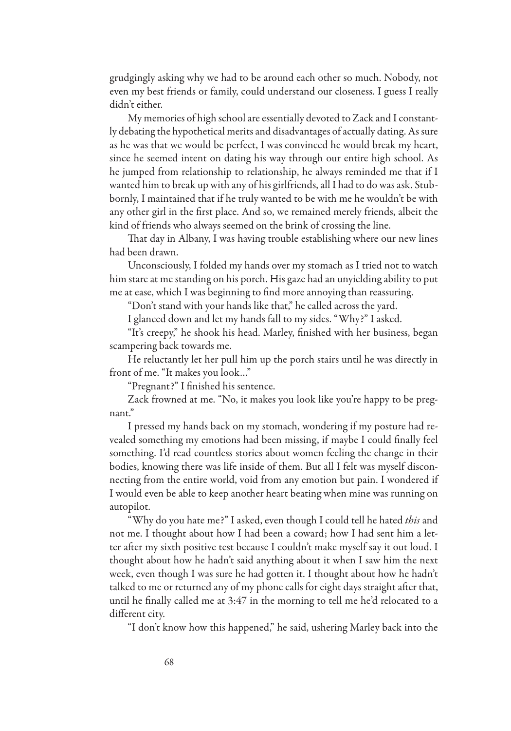grudgingly asking why we had to be around each other so much. Nobody, not even my best friends or family, could understand our closeness. I guess I really didn't either.

My memories of high school are essentially devoted to Zack and I constantly debating the hypothetical merits and disadvantages of actually dating. As sure as he was that we would be perfect, I was convinced he would break my heart, since he seemed intent on dating his way through our entire high school. As he jumped from relationship to relationship, he always reminded me that if I wanted him to break up with any of his girlfriends, all I had to do was ask. Stubbornly, I maintained that if he truly wanted to be with me he wouldn't be with any other girl in the first place. And so, we remained merely friends, albeit the kind of friends who always seemed on the brink of crossing the line.

That day in Albany, I was having trouble establishing where our new lines had been drawn.

Unconsciously, I folded my hands over my stomach as I tried not to watch him stare at me standing on his porch. His gaze had an unyielding ability to put me at ease, which I was beginning to find more annoying than reassuring.

"Don't stand with your hands like that," he called across the yard.

I glanced down and let my hands fall to my sides. "Why?" I asked.

"It's creepy," he shook his head. Marley, finished with her business, began scampering back towards me.

He reluctantly let her pull him up the porch stairs until he was directly in front of me. "It makes you look..."

"Pregnant?" I finished his sentence.

Zack frowned at me. "No, it makes you look like you're happy to be pregnant."

I pressed my hands back on my stomach, wondering if my posture had revealed something my emotions had been missing, if maybe I could finally feel something. I'd read countless stories about women feeling the change in their bodies, knowing there was life inside of them. But all I felt was myself disconnecting from the entire world, void from any emotion but pain. I wondered if I would even be able to keep another heart beating when mine was running on autopilot.

"Why do you hate me?" I asked, even though I could tell he hated *this* and not me. I thought about how I had been a coward; how I had sent him a letter after my sixth positive test because I couldn't make myself say it out loud. I thought about how he hadn't said anything about it when I saw him the next week, even though I was sure he had gotten it. I thought about how he hadn't talked to me or returned any of my phone calls for eight days straight after that, until he finally called me at 3:47 in the morning to tell me he'd relocated to a different city.

"I don't know how this happened," he said, ushering Marley back into the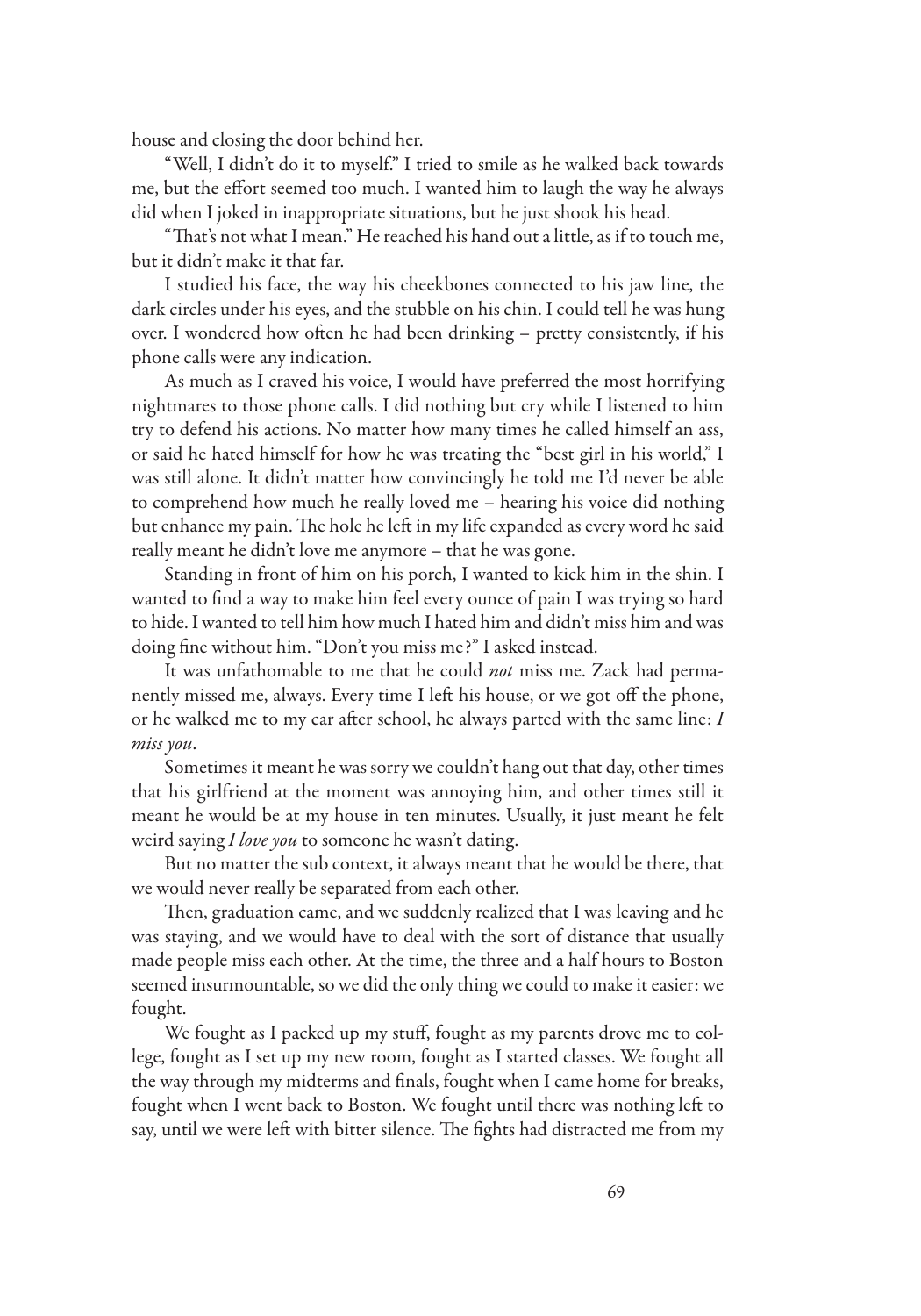house and closing the door behind her.

"Well, I didn't do it to myself." I tried to smile as he walked back towards me, but the effort seemed too much. I wanted him to laugh the way he always did when I joked in inappropriate situations, but he just shook his head.

"That's not what I mean." He reached his hand out a little, as if to touch me, but it didn't make it that far.

I studied his face, the way his cheekbones connected to his jaw line, the dark circles under his eyes, and the stubble on his chin. I could tell he was hung over. I wondered how often he had been drinking – pretty consistently, if his phone calls were any indication.

As much as I craved his voice, I would have preferred the most horrifying nightmares to those phone calls. I did nothing but cry while I listened to him try to defend his actions. No matter how many times he called himself an ass, or said he hated himself for how he was treating the "best girl in his world," I was still alone. It didn't matter how convincingly he told me I'd never be able to comprehend how much he really loved me – hearing his voice did nothing but enhance my pain. The hole he left in my life expanded as every word he said really meant he didn't love me anymore – that he was gone.

Standing in front of him on his porch, I wanted to kick him in the shin. I wanted to find a way to make him feel every ounce of pain I was trying so hard to hide. I wanted to tell him how much I hated him and didn't miss him and was doing fine without him. "Don't you miss me?" I asked instead.

It was unfathomable to me that he could *not* miss me. Zack had permanently missed me, always. Every time I left his house, or we got off the phone, or he walked me to my car after school, he always parted with the same line: *I miss you*.

Sometimes it meant he was sorry we couldn't hang out that day, other times that his girlfriend at the moment was annoying him, and other times still it meant he would be at my house in ten minutes. Usually, it just meant he felt weird saying *I love you* to someone he wasn't dating.

But no matter the sub context, it always meant that he would be there, that we would never really be separated from each other.

Then, graduation came, and we suddenly realized that I was leaving and he was staying, and we would have to deal with the sort of distance that usually made people miss each other. At the time, the three and a half hours to Boston seemed insurmountable, so we did the only thing we could to make it easier: we fought.

We fought as I packed up my stuff, fought as my parents drove me to college, fought as I set up my new room, fought as I started classes. We fought all the way through my midterms and finals, fought when I came home for breaks, fought when I went back to Boston. We fought until there was nothing left to say, until we were left with bitter silence. The fights had distracted me from my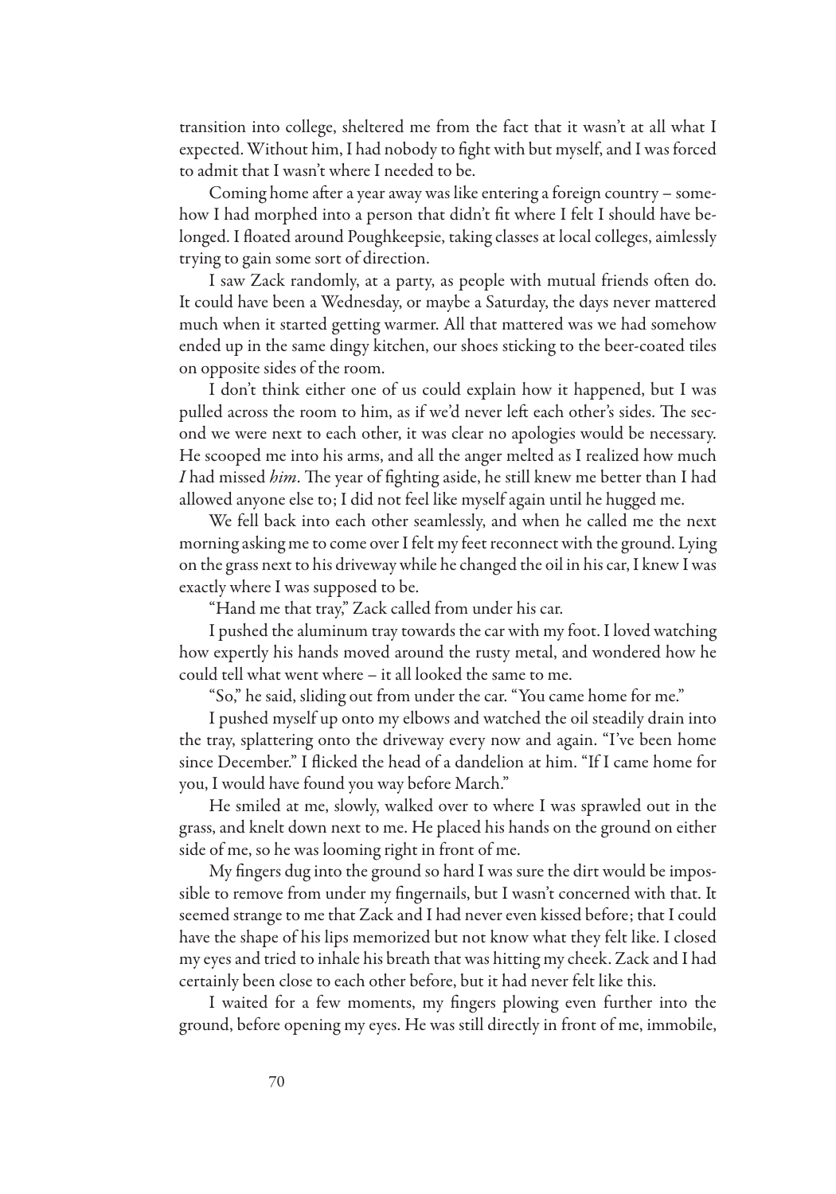transition into college, sheltered me from the fact that it wasn't at all what I expected. Without him, I had nobody to fight with but myself, and I was forced to admit that I wasn't where I needed to be.

Coming home after a year away was like entering a foreign country – somehow I had morphed into a person that didn't fit where I felt I should have belonged. I floated around Poughkeepsie, taking classes at local colleges, aimlessly trying to gain some sort of direction.

I saw Zack randomly, at a party, as people with mutual friends often do. It could have been a Wednesday, or maybe a Saturday, the days never mattered much when it started getting warmer. All that mattered was we had somehow ended up in the same dingy kitchen, our shoes sticking to the beer-coated tiles on opposite sides of the room.

I don't think either one of us could explain how it happened, but I was pulled across the room to him, as if we'd never left each other's sides. The second we were next to each other, it was clear no apologies would be necessary. He scooped me into his arms, and all the anger melted as I realized how much *I* had missed *him*. The year of fighting aside, he still knew me better than I had allowed anyone else to; I did not feel like myself again until he hugged me.

We fell back into each other seamlessly, and when he called me the next morning asking me to come over I felt my feet reconnect with the ground. Lying on the grass next to his driveway while he changed the oil in his car, I knew I was exactly where I was supposed to be.

"Hand me that tray," Zack called from under his car.

I pushed the aluminum tray towards the car with my foot. I loved watching how expertly his hands moved around the rusty metal, and wondered how he could tell what went where – it all looked the same to me.

"So," he said, sliding out from under the car. "You came home for me."

I pushed myself up onto my elbows and watched the oil steadily drain into the tray, splattering onto the driveway every now and again. "I've been home since December." I flicked the head of a dandelion at him. "If I came home for you, I would have found you way before March."

He smiled at me, slowly, walked over to where I was sprawled out in the grass, and knelt down next to me. He placed his hands on the ground on either side of me, so he was looming right in front of me.

My fingers dug into the ground so hard I was sure the dirt would be impossible to remove from under my fingernails, but I wasn't concerned with that. It seemed strange to me that Zack and I had never even kissed before; that I could have the shape of his lips memorized but not know what they felt like. I closed my eyes and tried to inhale his breath that was hitting my cheek. Zack and I had certainly been close to each other before, but it had never felt like this.

I waited for a few moments, my fingers plowing even further into the ground, before opening my eyes. He was still directly in front of me, immobile,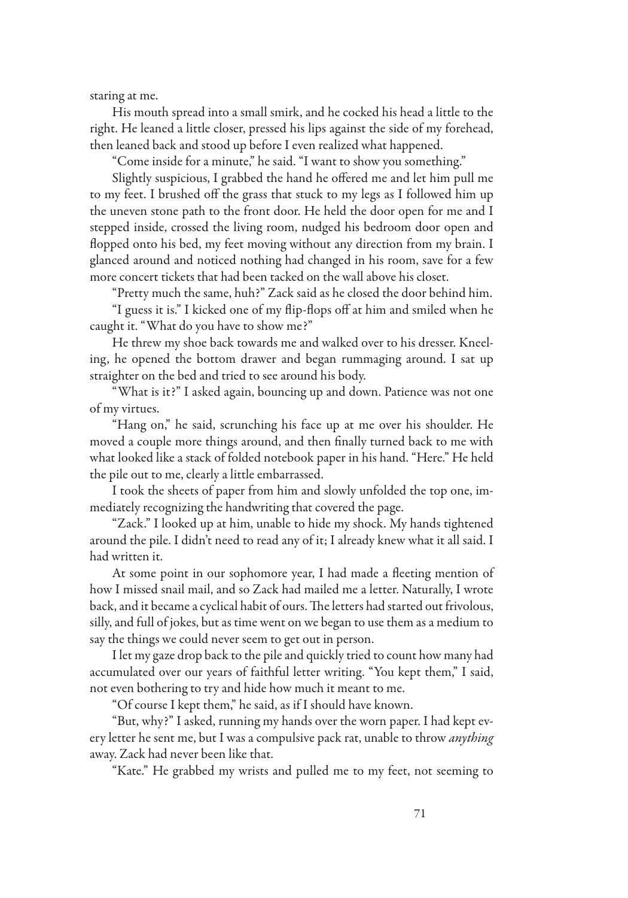staring at me.

His mouth spread into a small smirk, and he cocked his head a little to the right. He leaned a little closer, pressed his lips against the side of my forehead, then leaned back and stood up before I even realized what happened.

"Come inside for a minute," he said. "I want to show you something."

Slightly suspicious, I grabbed the hand he offered me and let him pull me to my feet. I brushed off the grass that stuck to my legs as I followed him up the uneven stone path to the front door. He held the door open for me and I stepped inside, crossed the living room, nudged his bedroom door open and flopped onto his bed, my feet moving without any direction from my brain. I glanced around and noticed nothing had changed in his room, save for a few more concert tickets that had been tacked on the wall above his closet.

"Pretty much the same, huh?" Zack said as he closed the door behind him.

"I guess it is." I kicked one of my flip-flops off at him and smiled when he caught it. "What do you have to show me?"

He threw my shoe back towards me and walked over to his dresser. Kneeling, he opened the bottom drawer and began rummaging around. I sat up straighter on the bed and tried to see around his body.

"What is it?" I asked again, bouncing up and down. Patience was not one of my virtues.

"Hang on," he said, scrunching his face up at me over his shoulder. He moved a couple more things around, and then finally turned back to me with what looked like a stack of folded notebook paper in his hand. "Here." He held the pile out to me, clearly a little embarrassed.

I took the sheets of paper from him and slowly unfolded the top one, immediately recognizing the handwriting that covered the page.

"Zack." I looked up at him, unable to hide my shock. My hands tightened around the pile. I didn't need to read any of it; I already knew what it all said. I had written it.

At some point in our sophomore year, I had made a fleeting mention of how I missed snail mail, and so Zack had mailed me a letter. Naturally, I wrote back, and it became a cyclical habit of ours. The letters had started out frivolous, silly, and full of jokes, but as time went on we began to use them as a medium to say the things we could never seem to get out in person.

I let my gaze drop back to the pile and quickly tried to count how many had accumulated over our years of faithful letter writing. "You kept them," I said, not even bothering to try and hide how much it meant to me.

"Of course I kept them," he said, as if I should have known.

"But, why?" I asked, running my hands over the worn paper. I had kept every letter he sent me, but I was a compulsive pack rat, unable to throw *anything* away. Zack had never been like that.

"Kate." He grabbed my wrists and pulled me to my feet, not seeming to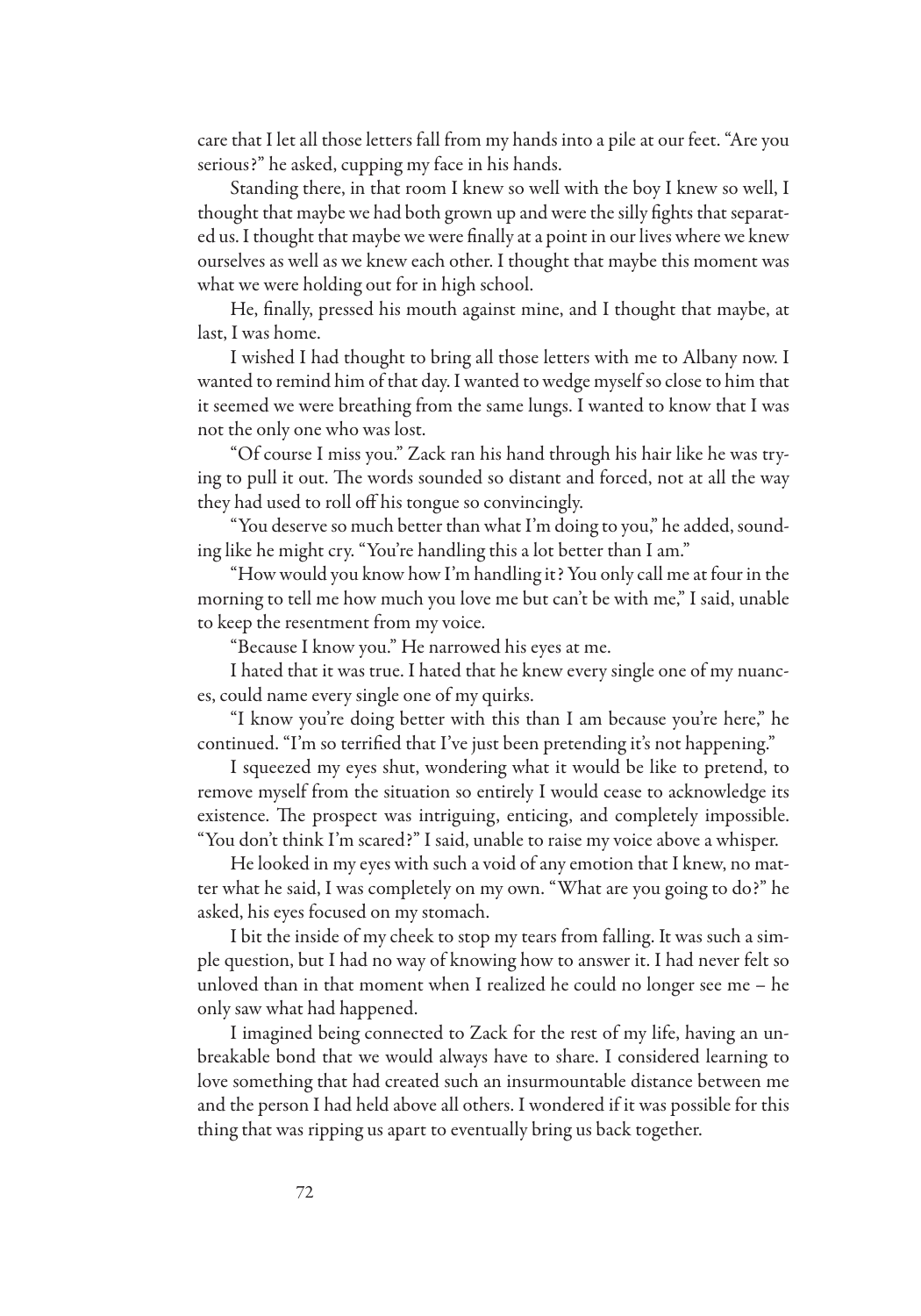care that I let all those letters fall from my hands into a pile at our feet. "Are you serious?" he asked, cupping my face in his hands.

Standing there, in that room I knew so well with the boy I knew so well, I thought that maybe we had both grown up and were the silly fights that separated us. I thought that maybe we were finally at a point in our lives where we knew ourselves as well as we knew each other. I thought that maybe this moment was what we were holding out for in high school.

He, finally, pressed his mouth against mine, and I thought that maybe, at last, I was home.

I wished I had thought to bring all those letters with me to Albany now. I wanted to remind him of that day. I wanted to wedge myself so close to him that it seemed we were breathing from the same lungs. I wanted to know that I was not the only one who was lost.

"Of course I miss you." Zack ran his hand through his hair like he was trying to pull it out. The words sounded so distant and forced, not at all the way they had used to roll off his tongue so convincingly.

"You deserve so much better than what I'm doing to you," he added, sounding like he might cry. "You're handling this a lot better than I am."

"How would you know how I'm handling it? You only call me at four in the morning to tell me how much you love me but can't be with me," I said, unable to keep the resentment from my voice.

"Because I know you." He narrowed his eyes at me.

I hated that it was true. I hated that he knew every single one of my nuances, could name every single one of my quirks.

"I know you're doing better with this than I am because you're here," he continued. "I'm so terrified that I've just been pretending it's not happening."

I squeezed my eyes shut, wondering what it would be like to pretend, to remove myself from the situation so entirely I would cease to acknowledge its existence. The prospect was intriguing, enticing, and completely impossible. "You don't think I'm scared?" I said, unable to raise my voice above a whisper.

He looked in my eyes with such a void of any emotion that I knew, no matter what he said, I was completely on my own. "What are you going to do?" he asked, his eyes focused on my stomach.

I bit the inside of my cheek to stop my tears from falling. It was such a simple question, but I had no way of knowing how to answer it. I had never felt so unloved than in that moment when I realized he could no longer see me – he only saw what had happened.

I imagined being connected to Zack for the rest of my life, having an unbreakable bond that we would always have to share. I considered learning to love something that had created such an insurmountable distance between me and the person I had held above all others. I wondered if it was possible for this thing that was ripping us apart to eventually bring us back together.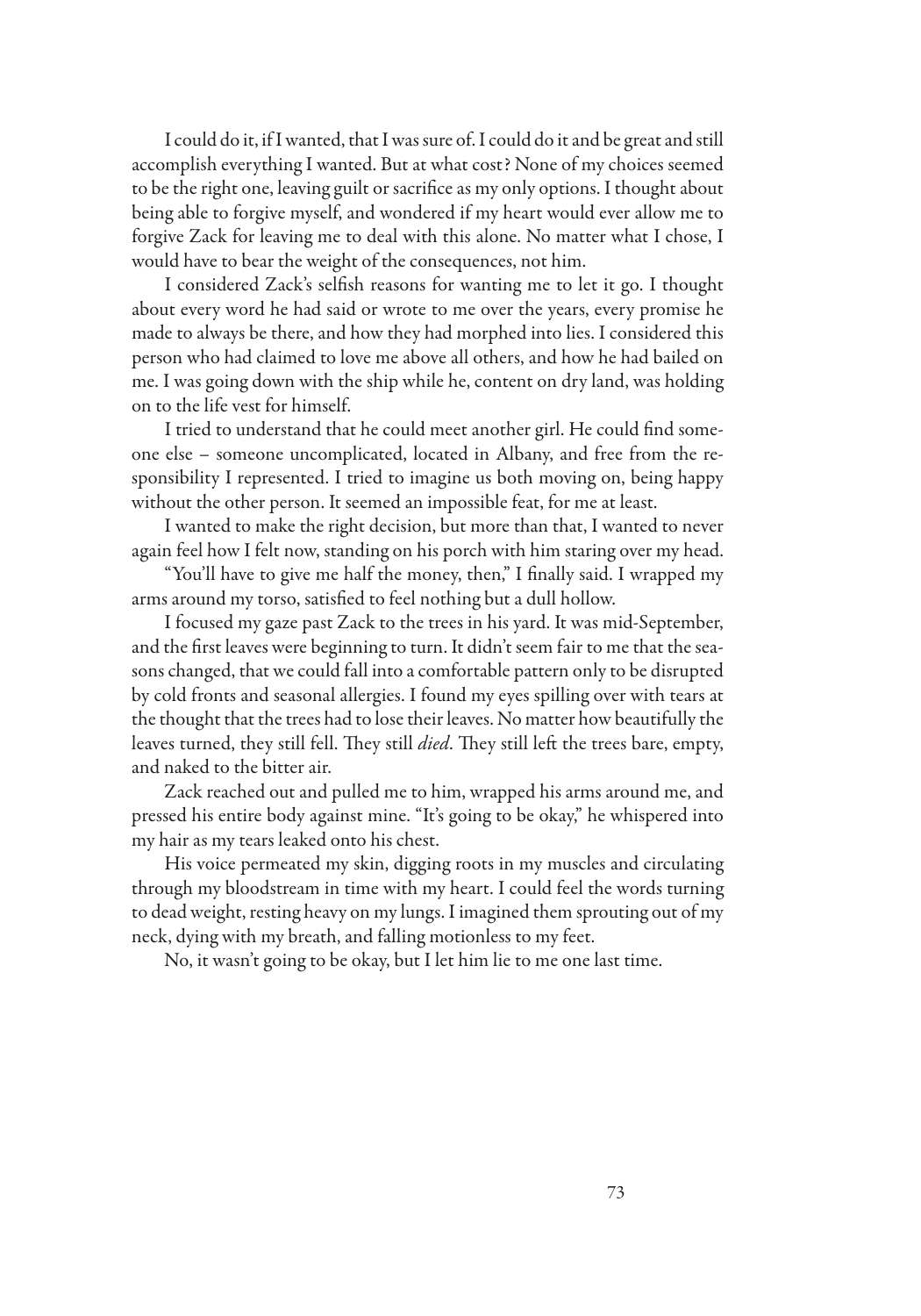I could do it, if I wanted, that I was sure of. I could do it and be great and still accomplish everything I wanted. But at what cost? None of my choices seemed to be the right one, leaving guilt or sacrifice as my only options. I thought about being able to forgive myself, and wondered if my heart would ever allow me to forgive Zack for leaving me to deal with this alone. No matter what I chose, I would have to bear the weight of the consequences, not him.

I considered Zack's selfish reasons for wanting me to let it go. I thought about every word he had said or wrote to me over the years, every promise he made to always be there, and how they had morphed into lies. I considered this person who had claimed to love me above all others, and how he had bailed on me. I was going down with the ship while he, content on dry land, was holding on to the life vest for himself.

I tried to understand that he could meet another girl. He could find someone else – someone uncomplicated, located in Albany, and free from the responsibility I represented. I tried to imagine us both moving on, being happy without the other person. It seemed an impossible feat, for me at least.

I wanted to make the right decision, but more than that, I wanted to never again feel how I felt now, standing on his porch with him staring over my head.

"You'll have to give me half the money, then," I finally said. I wrapped my arms around my torso, satisfied to feel nothing but a dull hollow.

I focused my gaze past Zack to the trees in his yard. It was mid-September, and the first leaves were beginning to turn. It didn't seem fair to me that the seasons changed, that we could fall into a comfortable pattern only to be disrupted by cold fronts and seasonal allergies. I found my eyes spilling over with tears at the thought that the trees had to lose their leaves. No matter how beautifully the leaves turned, they still fell. They still *died*. They still left the trees bare, empty, and naked to the bitter air.

Zack reached out and pulled me to him, wrapped his arms around me, and pressed his entire body against mine. "It's going to be okay," he whispered into my hair as my tears leaked onto his chest.

His voice permeated my skin, digging roots in my muscles and circulating through my bloodstream in time with my heart. I could feel the words turning to dead weight, resting heavy on my lungs. I imagined them sprouting out of my neck, dying with my breath, and falling motionless to my feet.

No, it wasn't going to be okay, but I let him lie to me one last time.